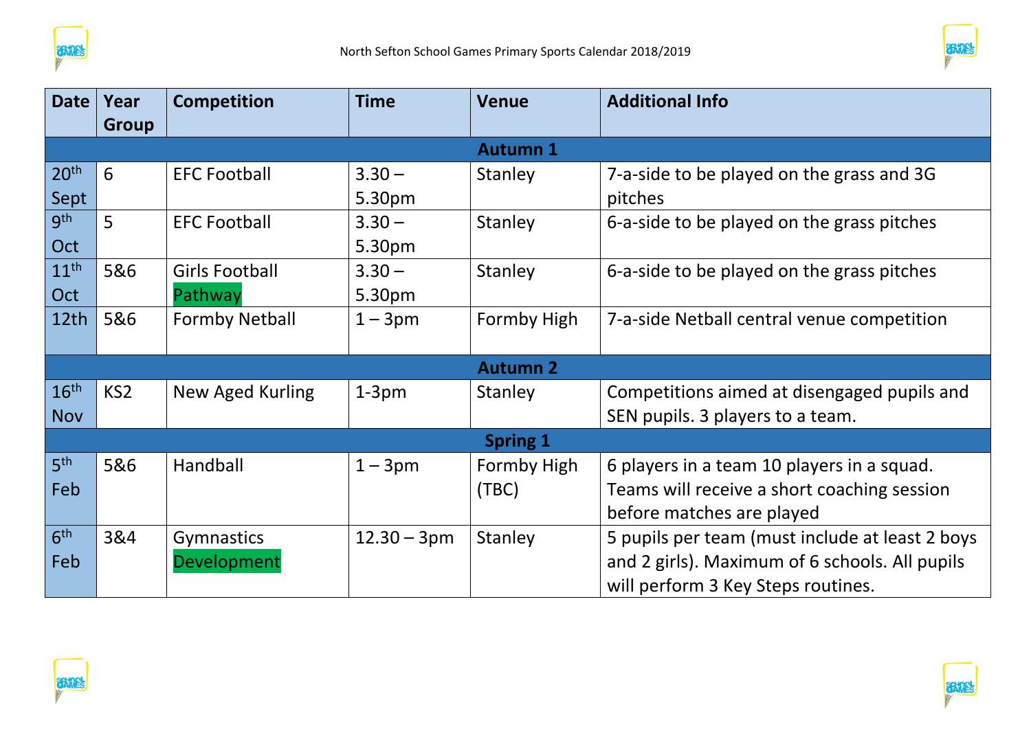North Sefton School Games Primary Sports Calendar 2018/2019

| Date | Year Group | Competition | Time | Venue | Additional Info |
|---|---|---|---|---|---|
| **Autumn 1** | | | | | |
| 20th Sept | 6 | EFC Football | 3.30 – 5.30pm | Stanley | 7-a-side to be played on the grass and 3G pitches |
| 9th Oct | 5 | EFC Football | 3.30 – 5.30pm | Stanley | 6-a-side to be played on the grass pitches |
| 11th Oct | 5&6 | Girls Football Pathway | 3.30 – 5.30pm | Stanley | 6-a-side to be played on the grass pitches |
| 12th | 5&6 | Formby Netball | 1 – 3pm | Formby High | 7-a-side Netball central venue competition |
| **Autumn 2** | | | | | |
| 16th Nov | KS2 | New Aged Kurling | 1-3pm | Stanley | Competitions aimed at disengaged pupils and SEN pupils. 3 players to a team. |
| **Spring 1** | | | | | |
| 5th Feb | 5&6 | Handball | 1 – 3pm | Formby High (TBC) | 6 players in a team 10 players in a squad. Teams will receive a short coaching session before matches are played |
| 6th Feb | 3&4 | Gymnastics Development | 12.30 – 3pm | Stanley | 5 pupils per team (must include at least 2 boys and 2 girls). Maximum of 6 schools. All pupils will perform 3 Key Steps routines. |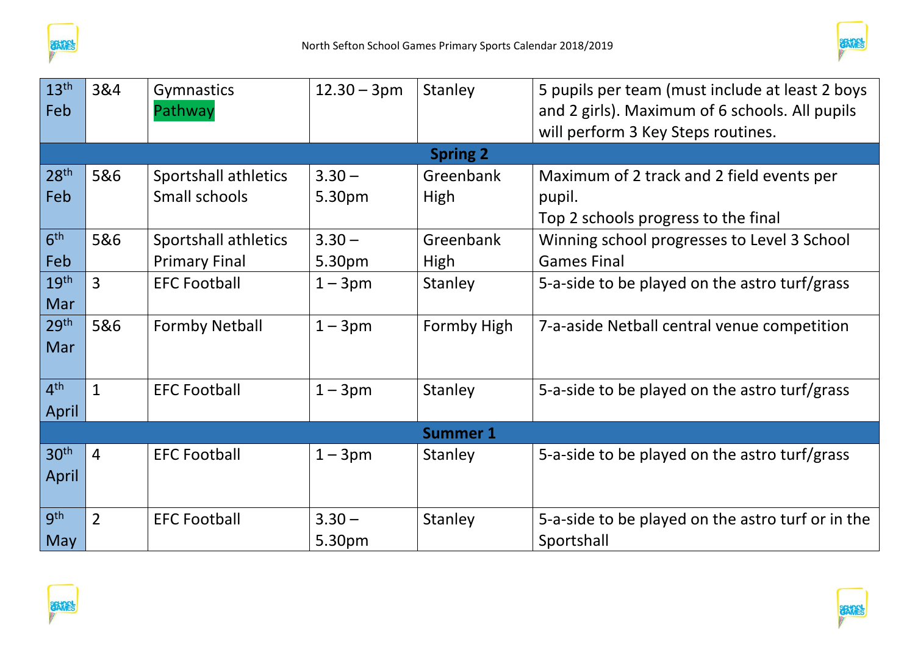| | | | | | |
|---|---|---|---|---|---|
| 13th Feb | 3&4 | Gymnastics Pathway | 12.30 – 3pm | Stanley | 5 pupils per team (must include at least 2 boys and 2 girls). Maximum of 6 schools. All pupils will perform 3 Key Steps routines. |
| **Spring 2** | | | | | |
| 28th Feb | 5&6 | Sportshall athletics Small schools | 3.30 – 5.30pm | Greenbank High | Maximum of 2 track and 2 field events per pupil. Top 2 schools progress to the final |
| 6th Feb | 5&6 | Sportshall athletics Primary Final | 3.30 – 5.30pm | Greenbank High | Winning school progresses to Level 3 School Games Final |
| 19th Mar | 3 | EFC Football | 1 – 3pm | Stanley | 5-a-side to be played on the astro turf/grass |
| 29th Mar | 5&6 | Formby Netball | 1 – 3pm | Formby High | 7-a-aside Netball central venue competition |
| 4th April | 1 | EFC Football | 1 – 3pm | Stanley | 5-a-side to be played on the astro turf/grass |
| **Summer 1** | | | | | |
| 30th April | 4 | EFC Football | 1 – 3pm | Stanley | 5-a-side to be played on the astro turf/grass |
| 9th May | 2 | EFC Football | 3.30 – 5.30pm | Stanley | 5-a-side to be played on the astro turf or in the Sportshall |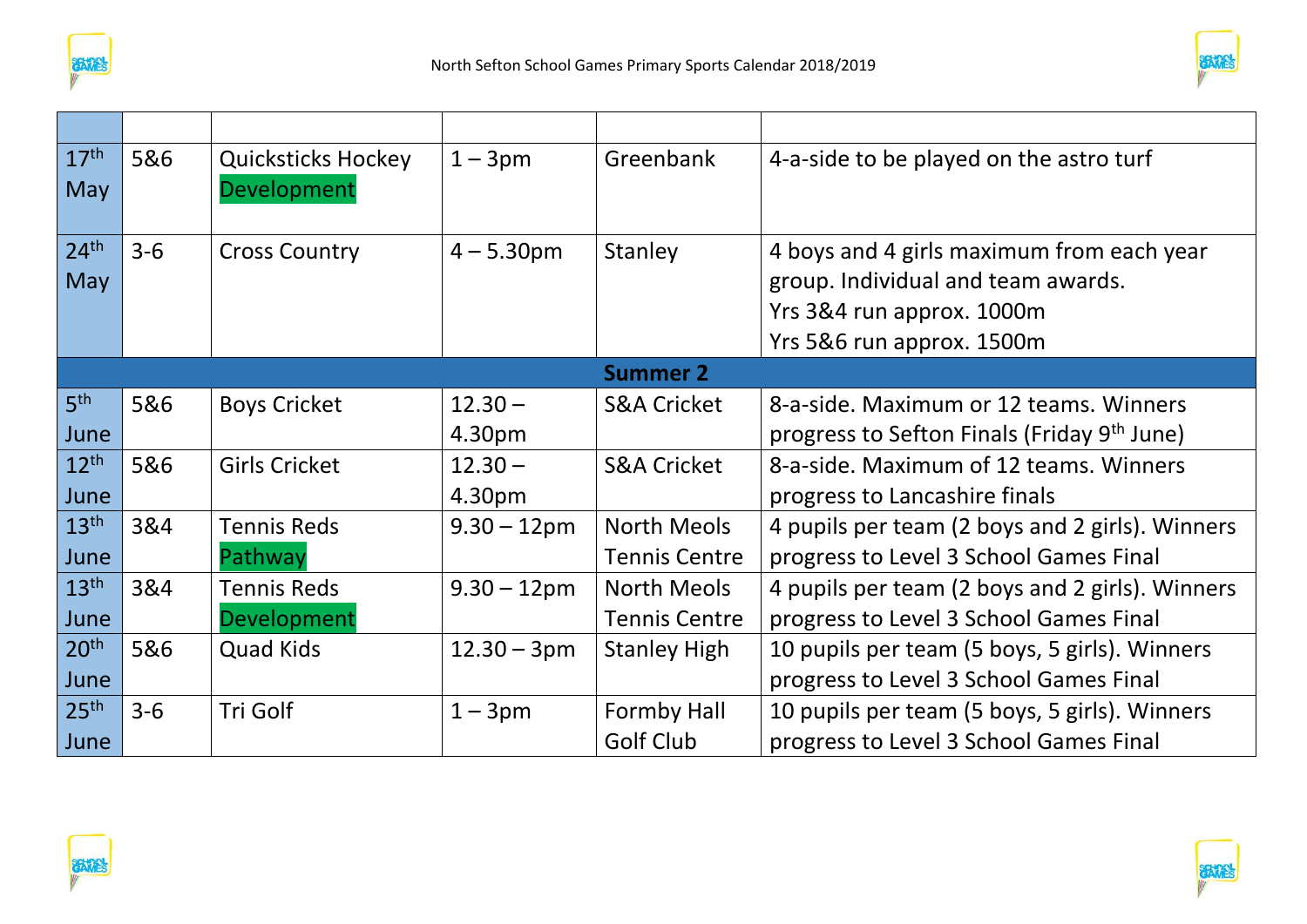| | | | | | |
|---|---|---|---|---|---|
| 17th May | 5&6 | Quicksticks Hockey Development | 1 – 3pm | Greenbank | 4-a-side to be played on the astro turf |
| 24th May | 3-6 | Cross Country | 4 – 5.30pm | Stanley | 4 boys and 4 girls maximum from each year group. Individual and team awards. Yrs 3&4 run approx. 1000m Yrs 5&6 run approx. 1500m |
| **Summer 2** | | | | | |
| 5th June | 5&6 | Boys Cricket | 12.30 – 4.30pm | S&A Cricket | 8-a-side. Maximum or 12 teams. Winners progress to Sefton Finals (Friday 9th June) |
| 12th June | 5&6 | Girls Cricket | 12.30 – 4.30pm | S&A Cricket | 8-a-side. Maximum of 12 teams. Winners progress to Lancashire finals |
| 13th June | 3&4 | Tennis Reds Pathway | 9.30 – 12pm | North Meols Tennis Centre | 4 pupils per team (2 boys and 2 girls). Winners progress to Level 3 School Games Final |
| 13th June | 3&4 | Tennis Reds Development | 9.30 – 12pm | North Meols Tennis Centre | 4 pupils per team (2 boys and 2 girls). Winners progress to Level 3 School Games Final |
| 20th June | 5&6 | Quad Kids | 12.30 – 3pm | Stanley High | 10 pupils per team (5 boys, 5 girls). Winners progress to Level 3 School Games Final |
| 25th June | 3-6 | Tri Golf | 1 – 3pm | Formby Hall Golf Club | 10 pupils per team (5 boys, 5 girls). Winners progress to Level 3 School Games Final |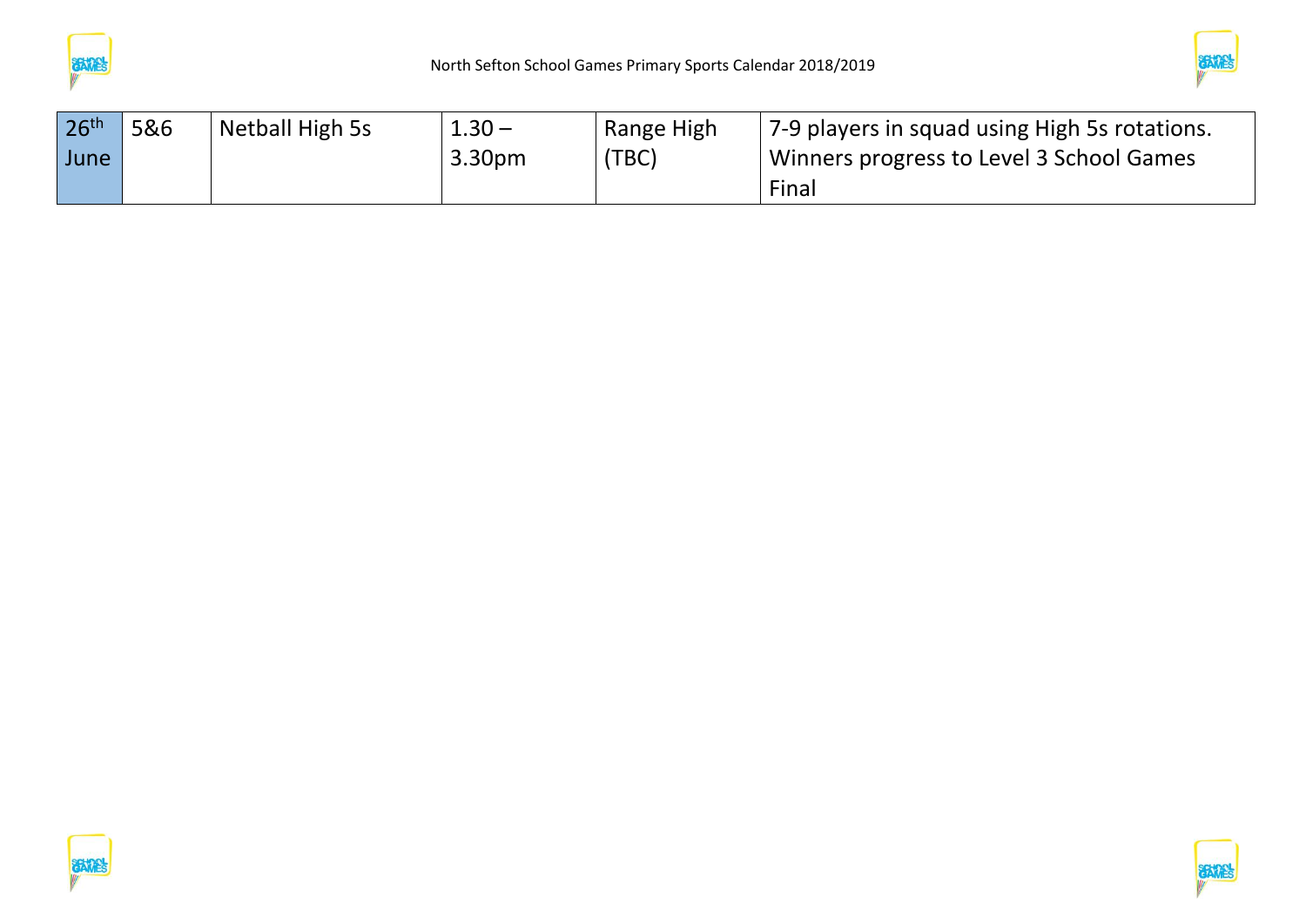| | | | | | |
|---|---|---|---|---|---|
| 26th June | 5&6 | Netball High 5s | 1.30 – 3.30pm | Range High (TBC) | 7-9 players in squad using High 5s rotations. Winners progress to Level 3 School Games Final |